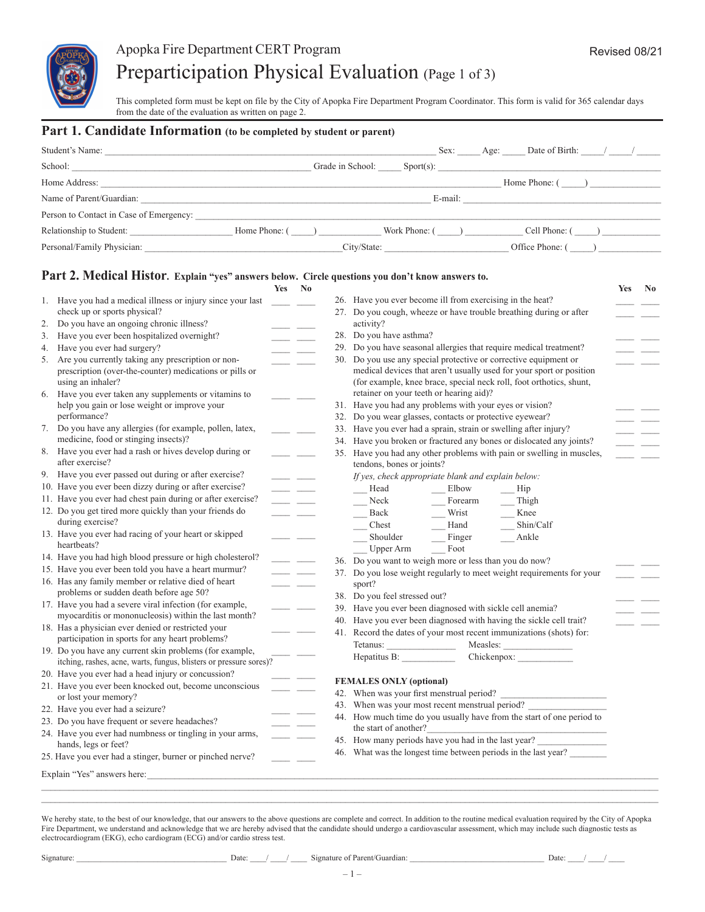Apopka Fire Department CERT Program

Revised 08/21

# Preparticipation Physical Evaluation (Page 1 of 3)

This completed form must be kept on file by the City of Apopka Fire Department Program Coordinator. This form is valid for 365 calendar days from the date of the evaluation as written on page 2.

## Part 1. Candidate Information (to be completed by student or parent)

Student's Name: ______________________________ Sex: _____ Age: _____ Date of Birth: ____/ ____/ _____

School: ______________________________ Grade in School: _____ Sport(s): ______________________________

Home Address: ______________________________ Home Phone: ( _____) ______________

Name of Parent/Guardian: ______________________________ E-mail: ______________________________

Person to Contact in Case of Emergency: ______________________________

Relationship to Student: ____________________ Home Phone: ( _____) ____________ Work Phone: ( _____) ____________ Cell Phone: ( _____) ____________

Personal/Family Physician: ______________________________ City/State: ________________________ Office Phone: ( _____) _____________

## Part 2. Medical Histor. Explain "yes" answers below. Circle questions you don't know answers to.

| | Question | Yes | No |
|---|---|---|---|
| 1. | Have you had a medical illness or injury since your last check up or sports physical? | ___ | ___ |
| 2. | Do you have an ongoing chronic illness? | ___ | ___ |
| 3. | Have you ever been hospitalized overnight? | ___ | ___ |
| 4. | Have you ever had surgery? | ___ | ___ |
| 5. | Are you currently taking any prescription or non-prescription (over-the-counter) medications or pills or using an inhaler? | ___ | ___ |
| 6. | Have you ever taken any supplements or vitamins to help you gain or lose weight or improve your performance? | ___ | ___ |
| 7. | Do you have any allergies (for example, pollen, latex, medicine, food or stinging insects)? | ___ | ___ |
| 8. | Have you ever had a rash or hives develop during or after exercise? | ___ | ___ |
| 9. | Have you ever passed out during or after exercise? | ___ | ___ |
| 10. | Have you ever been dizzy during or after exercise? | ___ | ___ |
| 11. | Have you ever had chest pain during or after exercise? | ___ | ___ |
| 12. | Do you get tired more quickly than your friends do during exercise? | ___ | ___ |
| 13. | Have you ever had racing of your heart or skipped heartbeats? | ___ | ___ |
| 14. | Have you had high blood pressure or high cholesterol? | ___ | ___ |
| 15. | Have you ever been told you have a heart murmur? | ___ | ___ |
| 16. | Has any family member or relative died of heart problems or sudden death before age 50? | ___ | ___ |
| 17. | Have you had a severe viral infection (for example, myocarditis or mononucleosis) within the last month? | ___ | ___ |
| 18. | Has a physician ever denied or restricted your participation in sports for any heart problems? | ___ | ___ |
| 19. | Do you have any current skin problems (for example, itching, rashes, acne, warts, fungus, blisters or pressure sores)? | ___ | ___ |
| 20. | Have you ever had a head injury or concussion? | ___ | ___ |
| 21. | Have you ever been knocked out, become unconscious or lost your memory? | ___ | ___ |
| 22. | Have you ever had a seizure? | ___ | ___ |
| 23. | Do you have frequent or severe headaches? | ___ | ___ |
| 24. | Have you ever had numbness or tingling in your arms, hands, legs or feet? | ___ | ___ |
| 25. | Have you ever had a stinger, burner or pinched nerve? | ___ | ___ |
| 26. | Have you ever become ill from exercising in the heat? | ___ | ___ |
| 27. | Do you cough, wheeze or have trouble breathing during or after activity? | ___ | ___ |
| 28. | Do you have asthma? | ___ | ___ |
| 29. | Do you have seasonal allergies that require medical treatment? | ___ | ___ |
| 30. | Do you use any special protective or corrective equipment or medical devices that aren't usually used for your sport or position (for example, knee brace, special neck roll, foot orthotics, shunt, retainer on your teeth or hearing aid)? | ___ | ___ |
| 31. | Have you had any problems with your eyes or vision? | ___ | ___ |
| 32. | Do you wear glasses, contacts or protective eyewear? | ___ | ___ |
| 33. | Have you ever had a sprain, strain or swelling after injury? | ___ | ___ |
| 34. | Have you broken or fractured any bones or dislocated any joints? | ___ | ___ |
| 35. | Have you had any other problems with pain or swelling in muscles, tendons, bones or joints? | ___ | ___ |

*If yes, check appropriate blank and explain below:*

| | | |
|---|---|---|
| ___ Head | ___ Elbow | ___ Hip |
| ___ Neck | ___ Forearm | ___ Thigh |
| ___ Back | ___ Wrist | ___ Knee |
| ___ Chest | ___ Hand | ___ Shin/Calf |
| ___ Shoulder | ___ Finger | ___ Ankle |
| ___ Upper Arm | ___ Foot | |

| | Question | Yes | No |
|---|---|---|---|
| 36. | Do you want to weigh more or less than you do now? | ___ | ___ |
| 37. | Do you lose weight regularly to meet weight requirements for your sport? | ___ | ___ |
| 38. | Do you feel stressed out? | ___ | ___ |
| 39. | Have you ever been diagnosed with sickle cell anemia? | ___ | ___ |
| 40. | Have you ever been diagnosed with having the sickle cell trait? | ___ | ___ |

41. Record the dates of your most recent immunizations (shots) for:
Tetanus: ______________ Measles: ______________
Hepatitus B: ___________ Chickenpox: ___________

**FEMALES ONLY (optional)**

42. When was your first menstrual period? ________________
43. When was your most recent menstrual period? ________________
44. How much time do you usually have from the start of one period to the start of another? ________________
45. How many periods have you had in the last year? ________________
46. What was the longest time between periods in the last year? ________

Explain "Yes" answers here: ______________________________________________________________

______________________________________________________________

______________________________________________________________

We hereby state, to the best of our knowledge, that our answers to the above questions are complete and correct. In addition to the routine medical evaluation required by the City of Apopka Fire Department, we understand and acknowledge that we are hereby advised that the candidate should undergo a cardiovascular assessment, which may include such diagnostic tests as electrocardiogram (EKG), echo cardiogram (ECG) and/or cardio stress test.

Signature: ______________________ Date: ____/ ____/ ____ Signature of Parent/Guardian: ______________________ Date: ____/ ____/ ____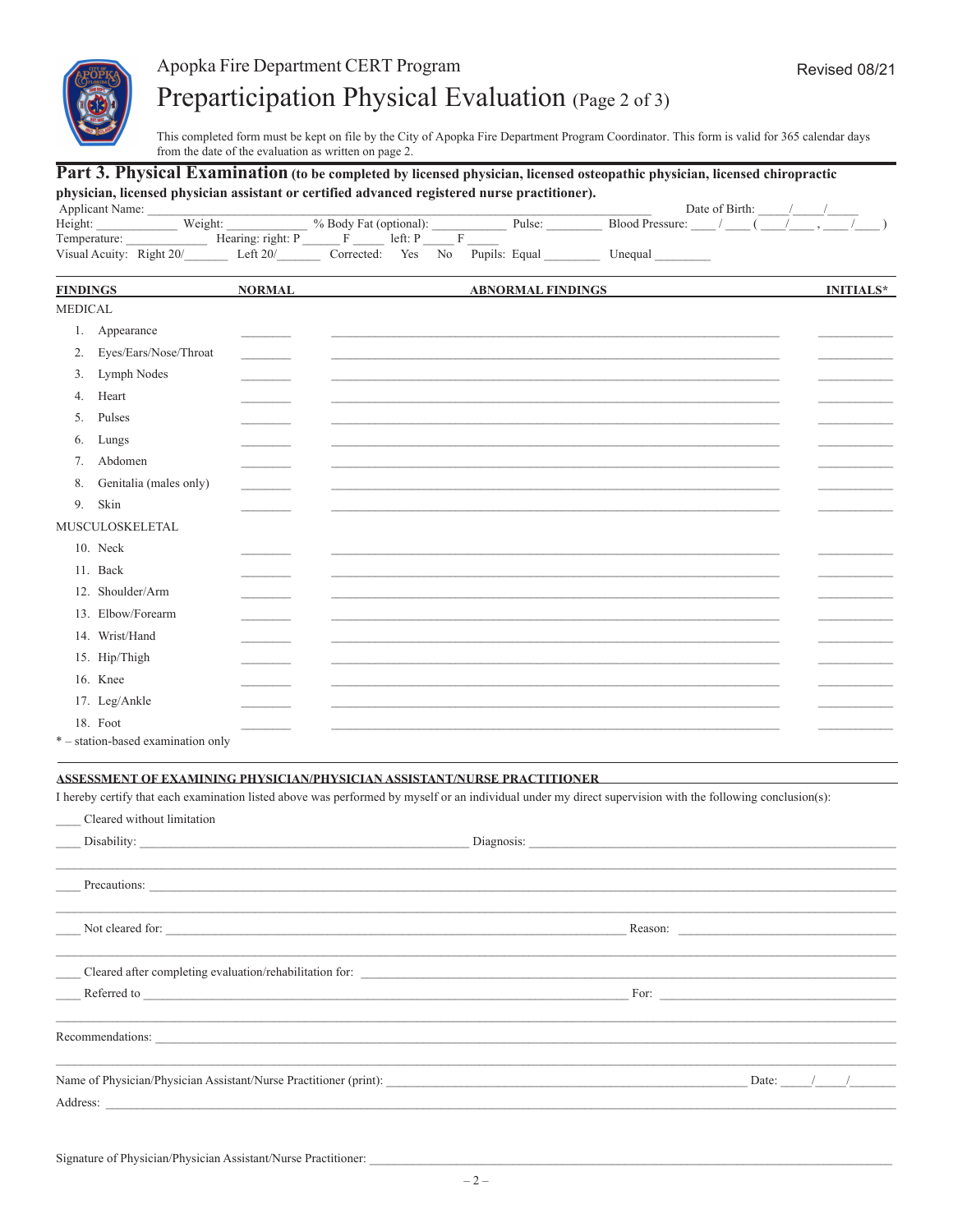Apopka Fire Department CERT Program

Revised 08/21

# Preparticipation Physical Evaluation (Page 2 of 3)

This completed form must be kept on file by the City of Apopka Fire Department Program Coordinator. This form is valid for 365 calendar days from the date of the evaluation as written on page 2.

## Part 3. Physical Examination (to be completed by licensed physician, licensed osteopathic physician, licensed chiropractic physician, licensed physician assistant or certified advanced registered nurse practitioner).

Applicant Name: ________________________________________ Date of Birth: _____/_____/_____

Height: ____________ Weight: ____________ % Body Fat (optional): ____________ Pulse: _________ Blood Pressure: ____ / ____ ( ____/____ , ____ /____ )

Temperature: ____________ Hearing: right: P ______ F _____ left: P _____ F _____

Visual Acuity: Right 20/_______ Left 20/_______ Corrected: Yes No Pupils: Equal _________ Unequal _________

| FINDINGS | NORMAL | ABNORMAL FINDINGS | INITIALS* |
|---|---|---|---|
| MEDICAL | | | |
| 1. Appearance | | | |
| 2. Eyes/Ears/Nose/Throat | | | |
| 3. Lymph Nodes | | | |
| 4. Heart | | | |
| 5. Pulses | | | |
| 6. Lungs | | | |
| 7. Abdomen | | | |
| 8. Genitalia (males only) | | | |
| 9. Skin | | | |
| MUSCULOSKELETAL | | | |
| 10. Neck | | | |
| 11. Back | | | |
| 12. Shoulder/Arm | | | |
| 13. Elbow/Forearm | | | |
| 14. Wrist/Hand | | | |
| 15. Hip/Thigh | | | |
| 16. Knee | | | |
| 17. Leg/Ankle | | | |
| 18. Foot | | | |

* – station-based examination only

### ASSESSMENT OF EXAMINING PHYSICIAN/PHYSICIAN ASSISTANT/NURSE PRACTITIONER

I hereby certify that each examination listed above was performed by myself or an individual under my direct supervision with the following conclusion(s):

____ Cleared without limitation

____ Disability: ________________________________ Diagnosis: ________________________________

____ Precautions: ________________________________

____ Not cleared for: ________________________________ Reason: ________________________________

____ Cleared after completing evaluation/rehabilitation for: ________________________________

____ Referred to ________________________________ For: ________________________________

Recommendations: ________________________________

Name of Physician/Physician Assistant/Nurse Practitioner (print): ________________________________ Date: _____/_____/_______

Address: ________________________________

Signature of Physician/Physician Assistant/Nurse Practitioner: ________________________________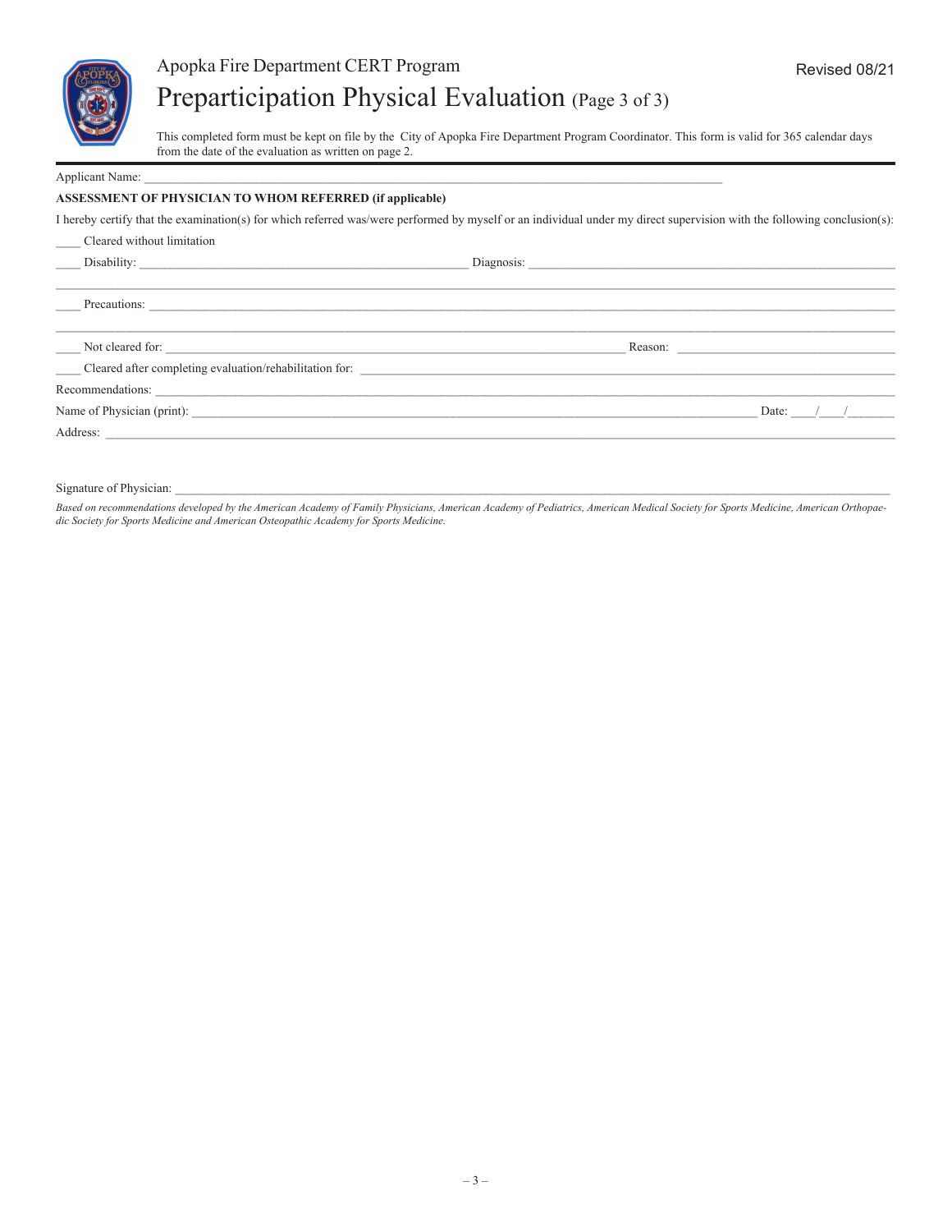Apopka Fire Department CERT Program

# Preparticipation Physical Evaluation (Page 3 of 3)

Revised 08/21

This completed form must be kept on file by the City of Apopka Fire Department Program Coordinator. This form is valid for 365 calendar days from the date of the evaluation as written on page 2.

Applicant Name: ___________________________________________________________________________

**ASSESSMENT OF PHYSICIAN TO WHOM REFERRED (if applicable)**

I hereby certify that the examination(s) for which referred was/were performed by myself or an individual under my direct supervision with the following conclusion(s):

____ Cleared without limitation

____ Disability: ______________________________________ Diagnosis: ______________________________________

_____________________________________________________________________________________________

____ Precautions: _______________________________________________________________________________

_____________________________________________________________________________________________

____ Not cleared for: _________________________________________ Reason: _____________________________

____ Cleared after completing evaluation/rehabilitation for: _____________________________________________

Recommendations: ______________________________________________________________________________

Name of Physician (print): ______________________________________________________ Date: ____/____/_______

Address: _______________________________________________________________________________________

Signature of Physician: ___________________________________________________________________________

*Based on recommendations developed by the American Academy of Family Physicians, American Academy of Pediatrics, American Medical Society for Sports Medicine, American Orthopaedic Society for Sports Medicine and American Osteopathic Academy for Sports Medicine.*